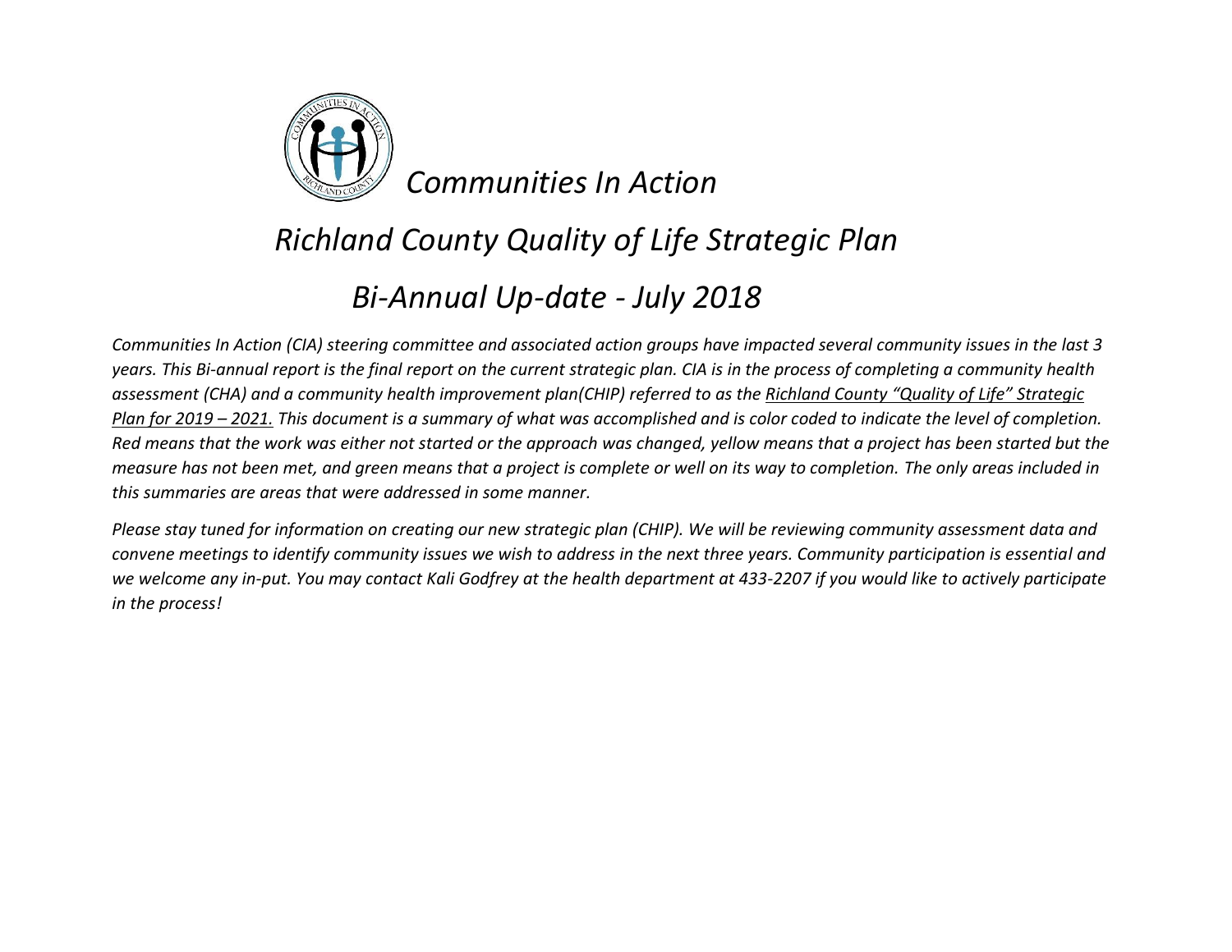# *Communities In Action*

## *Richland County Quality of Life Strategic Plan*

## *Bi-Annual Up-date - July 2018*

*Communities In Action (CIA) steering committee and associated action groups have impacted several community issues in the last 3 years. This Bi-annual report is the final report on the current strategic plan. CIA is in the process of completing a community health assessment (CHA) and a community health improvement plan(CHIP) referred to as the Richland County "Quality of Life" Strategic Plan for 2019 – 2021. This document is a summary of what was accomplished and is color coded to indicate the level of completion. Red means that the work was either not started or the approach was changed, yellow means that a project has been started but the measure has not been met, and green means that a project is complete or well on its way to completion. The only areas included in this summaries are areas that were addressed in some manner.*

*Please stay tuned for information on creating our new strategic plan (CHIP). We will be reviewing community assessment data and convene meetings to identify community issues we wish to address in the next three years. Community participation is essential and we welcome any in-put. You may contact Kali Godfrey at the health department at 433-2207 if you would like to actively participate in the process!*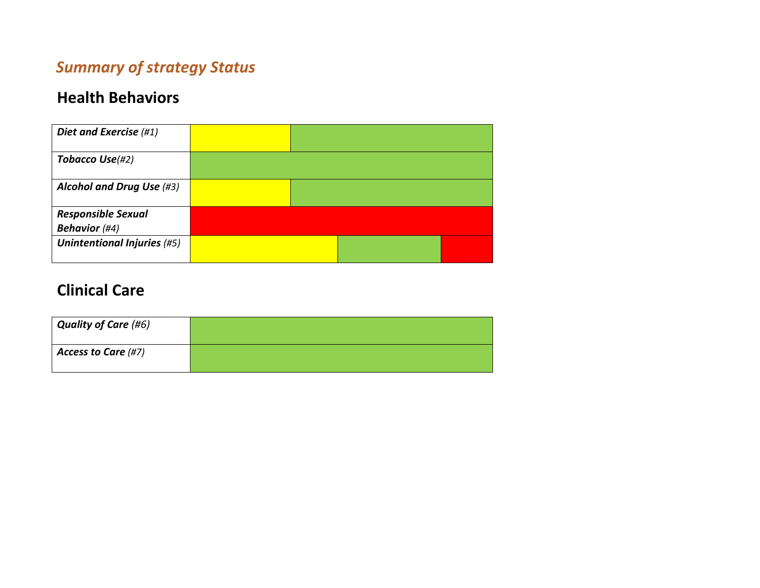## *Summary of strategy Status*

## Health Behaviors

| | |
|---|---|
| ***Diet and Exercise** (#1)* | |
| ***Tobacco Use**(#2)* | |
| ***Alcohol and Drug Use** (#3)* | |
| ***Responsible Sexual Behavior** (#4)* | |
| ***Unintentional Injuries** (#5)* | |

## Clinical Care

| | |
|---|---|
| ***Quality of Care** (#6)* | |
| ***Access to Care** (#7)* | |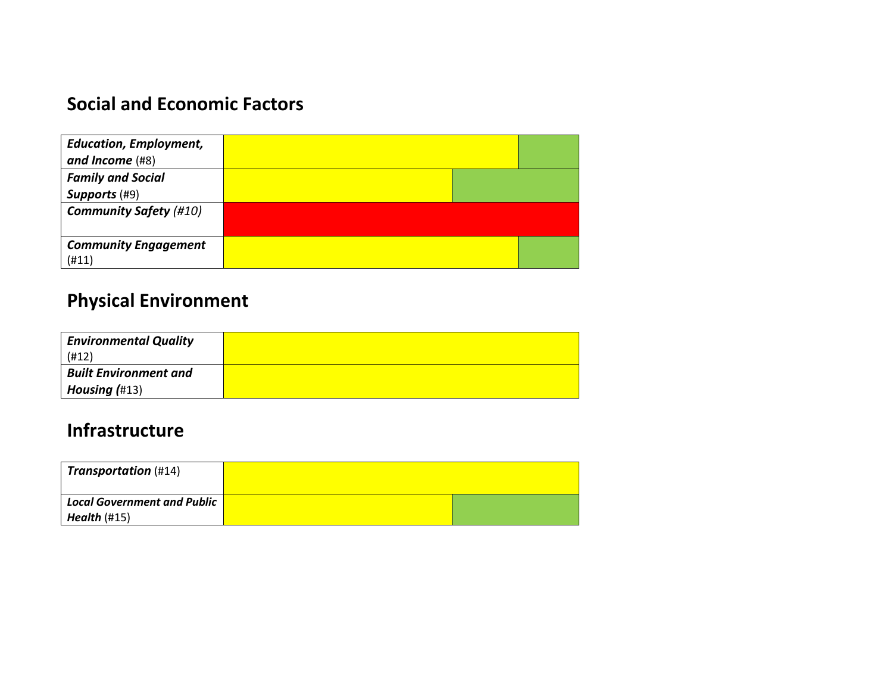## Social and Economic Factors

| | |
|---|---|
| ***Education, Employment, and Income*** (#8) | |
| ***Family and Social Supports*** (#9) | |
| ***Community Safety*** *(#10)* | |
| ***Community Engagement*** (#11) | |

## Physical Environment

| | |
|---|---|
| ***Environmental Quality*** (#12) | |
| ***Built Environment and Housing (***#13) | |

## Infrastructure

| | |
|---|---|
| ***Transportation*** (#14) | |
| ***Local Government and Public Health*** (#15) | |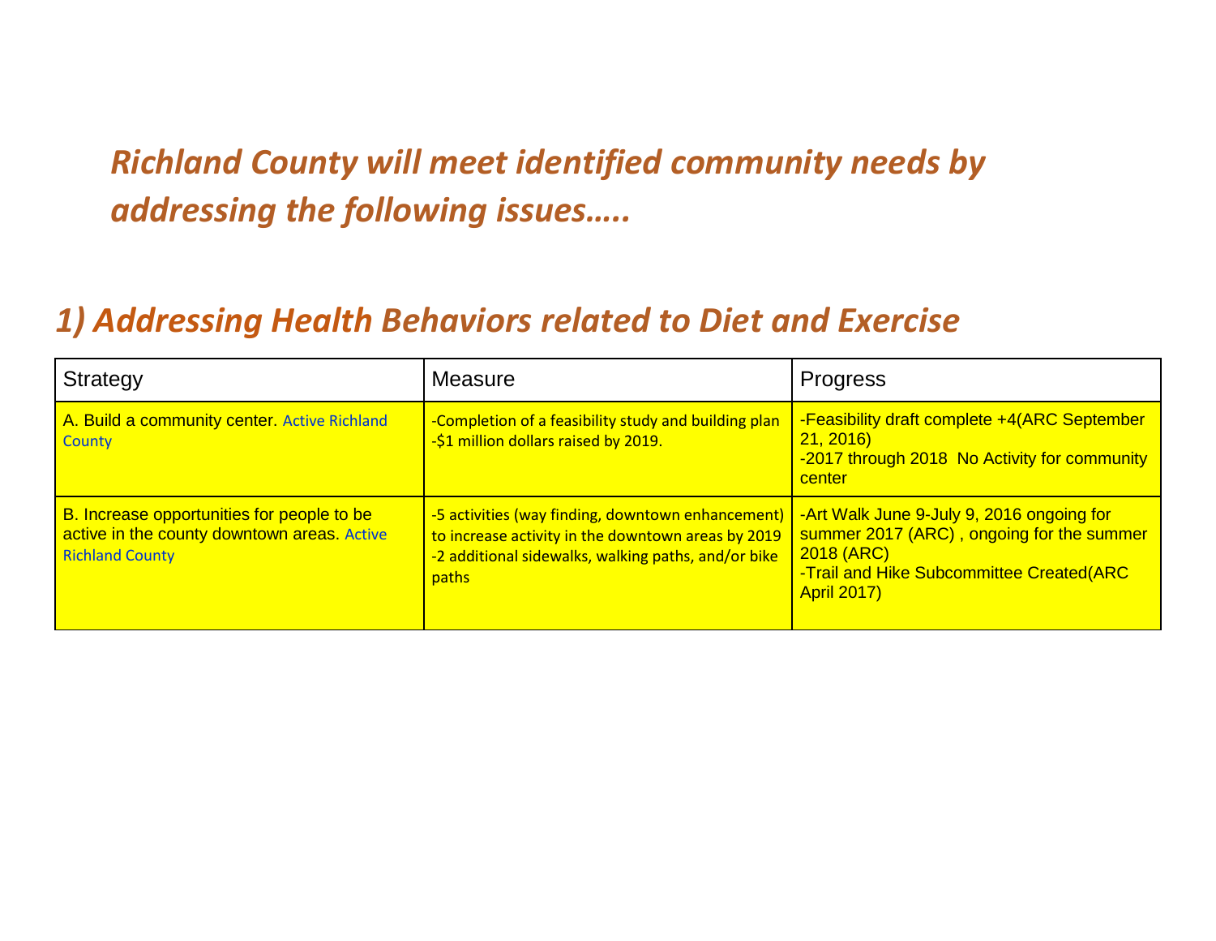## *Richland County will meet identified community needs by addressing the following issues…..*

## *1) Addressing Health Behaviors related to Diet and Exercise*

| Strategy | Measure | Progress |
|---|---|---|
| A. Build a community center. Active Richland County | -Completion of a feasibility study and building plan<br>-$1 million dollars raised by 2019. | -Feasibility draft complete +4(ARC September 21, 2016)<br>-2017 through 2018 No Activity for community center |
| B. Increase opportunities for people to be active in the county downtown areas. Active Richland County | -5 activities (way finding, downtown enhancement) to increase activity in the downtown areas by 2019<br>-2 additional sidewalks, walking paths, and/or bike paths | -Art Walk June 9-July 9, 2016 ongoing for summer 2017 (ARC) , ongoing for the summer 2018 (ARC)<br>-Trail and Hike Subcommittee Created(ARC April 2017) |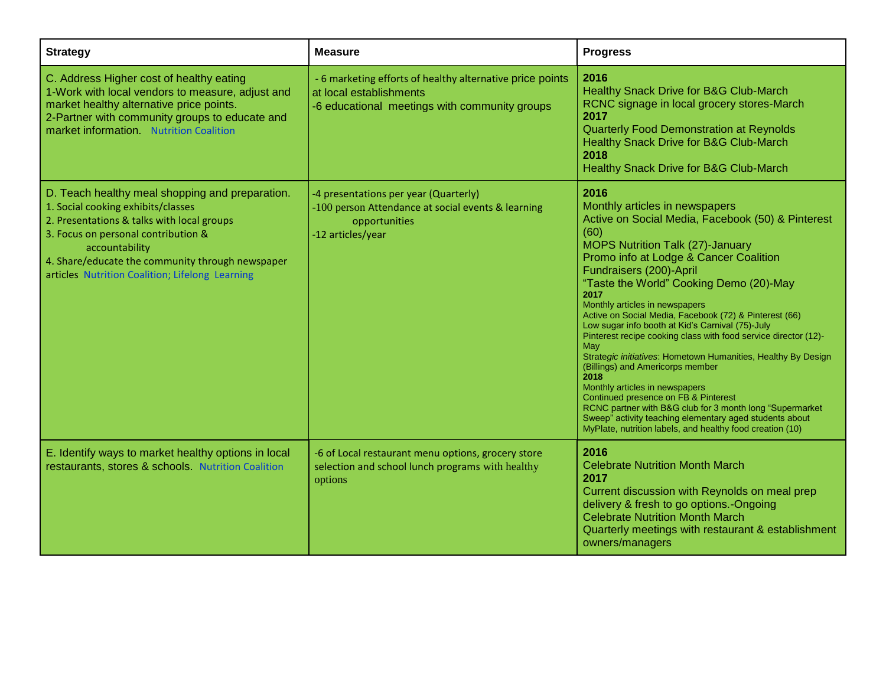| Strategy | Measure | Progress |
|---|---|---|
| C. Address Higher cost of healthy eating<br>1-Work with local vendors to measure, adjust and market healthy alternative price points.<br>2-Partner with community groups to educate and market information. Nutrition Coalition | - 6 marketing efforts of healthy alternative price points at local establishments<br>-6 educational meetings with community groups | **2016**<br>Healthy Snack Drive for B&G Club-March<br>RCNC signage in local grocery stores-March<br>**2017**<br>Quarterly Food Demonstration at Reynolds<br>Healthy Snack Drive for B&G Club-March<br>**2018**<br>Healthy Snack Drive for B&G Club-March |
| D. Teach healthy meal shopping and preparation.<br>1. Social cooking exhibits/classes<br>2. Presentations & talks with local groups<br>3. Focus on personal contribution & accountability<br>4. Share/educate the community through newspaper articles Nutrition Coalition; Lifelong Learning | -4 presentations per year (Quarterly)<br>-100 person Attendance at social events & learning opportunities<br>-12 articles/year | **2016**<br>Monthly articles in newspapers<br>Active on Social Media, Facebook (50) & Pinterest (60)<br>MOPS Nutrition Talk (27)-January<br>Promo info at Lodge & Cancer Coalition Fundraisers (200)-April<br>"Taste the World" Cooking Demo (20)-May<br>**2017**<br>Monthly articles in newspapers<br>Active on Social Media, Facebook (72) & Pinterest (66)<br>Low sugar info booth at Kid's Carnival (75)-July<br>Pinterest recipe cooking class with food service director (12)-May<br>Strat*egic initiatives*: Hometown Humanities, Healthy By Design (Billings) and Americorps member<br>**2018**<br>Monthly articles in newspapers<br>Continued presence on FB & Pinterest<br>RCNC partner with B&G club for 3 month long "Supermarket Sweep" activity teaching elementary aged students about MyPlate, nutrition labels, and healthy food creation (10) |
| E. Identify ways to market healthy options in local restaurants, stores & schools. Nutrition Coalition | -6 of Local restaurant menu options, grocery store selection and school lunch programs with healthy options | **2016**<br>Celebrate Nutrition Month March<br>**2017**<br>Current discussion with Reynolds on meal prep delivery & fresh to go options.-Ongoing<br>Celebrate Nutrition Month March<br>Quarterly meetings with restaurant & establishment owners/managers |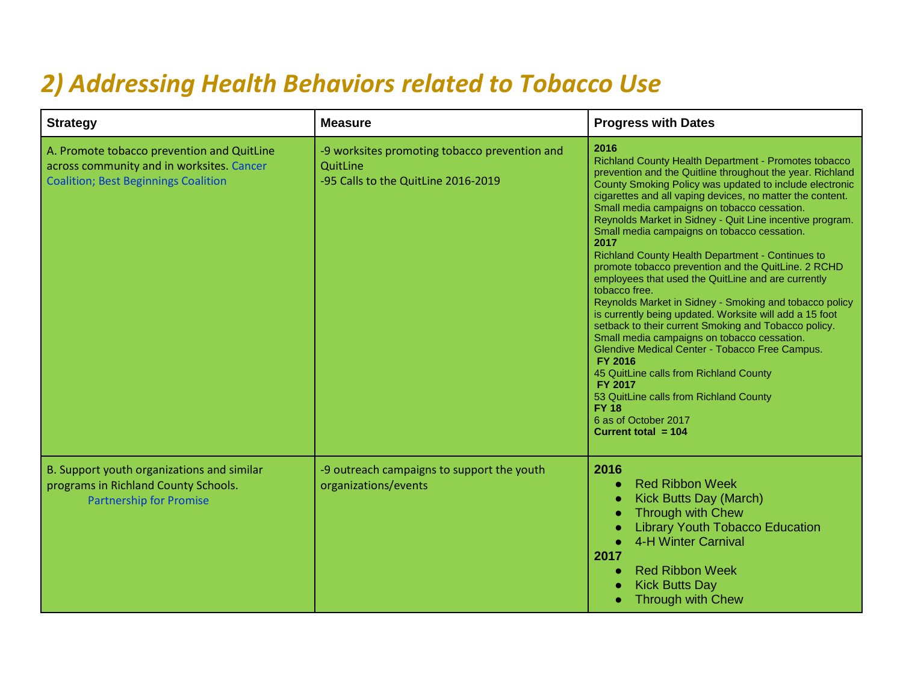## *2) Addressing Health Behaviors related to Tobacco Use*

| Strategy | Measure | Progress with Dates |
|---|---|---|
| A. Promote tobacco prevention and QuitLine across community and in worksites. Cancer Coalition; Best Beginnings Coalition | -9 worksites promoting tobacco prevention and QuitLine<br>-95 Calls to the QuitLine 2016-2019 | **2016**<br>Richland County Health Department - Promotes tobacco prevention and the Quitline throughout the year. Richland County Smoking Policy was updated to include electronic cigarettes and all vaping devices, no matter the content. Small media campaigns on tobacco cessation.<br>Reynolds Market in Sidney - Quit Line incentive program. Small media campaigns on tobacco cessation.<br>**2017**<br>Richland County Health Department - Continues to promote tobacco prevention and the QuitLine. 2 RCHD employees that used the QuitLine and are currently tobacco free.<br>Reynolds Market in Sidney - Smoking and tobacco policy is currently being updated. Worksite will add a 15 foot setback to their current Smoking and Tobacco policy. Small media campaigns on tobacco cessation.<br>Glendive Medical Center - Tobacco Free Campus.<br>**FY 2016**<br>45 QuitLine calls from Richland County<br>**FY 2017**<br>53 QuitLine calls from Richland County<br>**FY 18**<br>6 as of October 2017<br>**Current total = 104** |
| B. Support youth organizations and similar programs in Richland County Schools. Partnership for Promise | -9 outreach campaigns to support the youth organizations/events | **2016**<br>• Red Ribbon Week<br>• Kick Butts Day (March)<br>• Through with Chew<br>• Library Youth Tobacco Education<br>• 4-H Winter Carnival<br>**2017**<br>• Red Ribbon Week<br>• Kick Butts Day<br>• Through with Chew |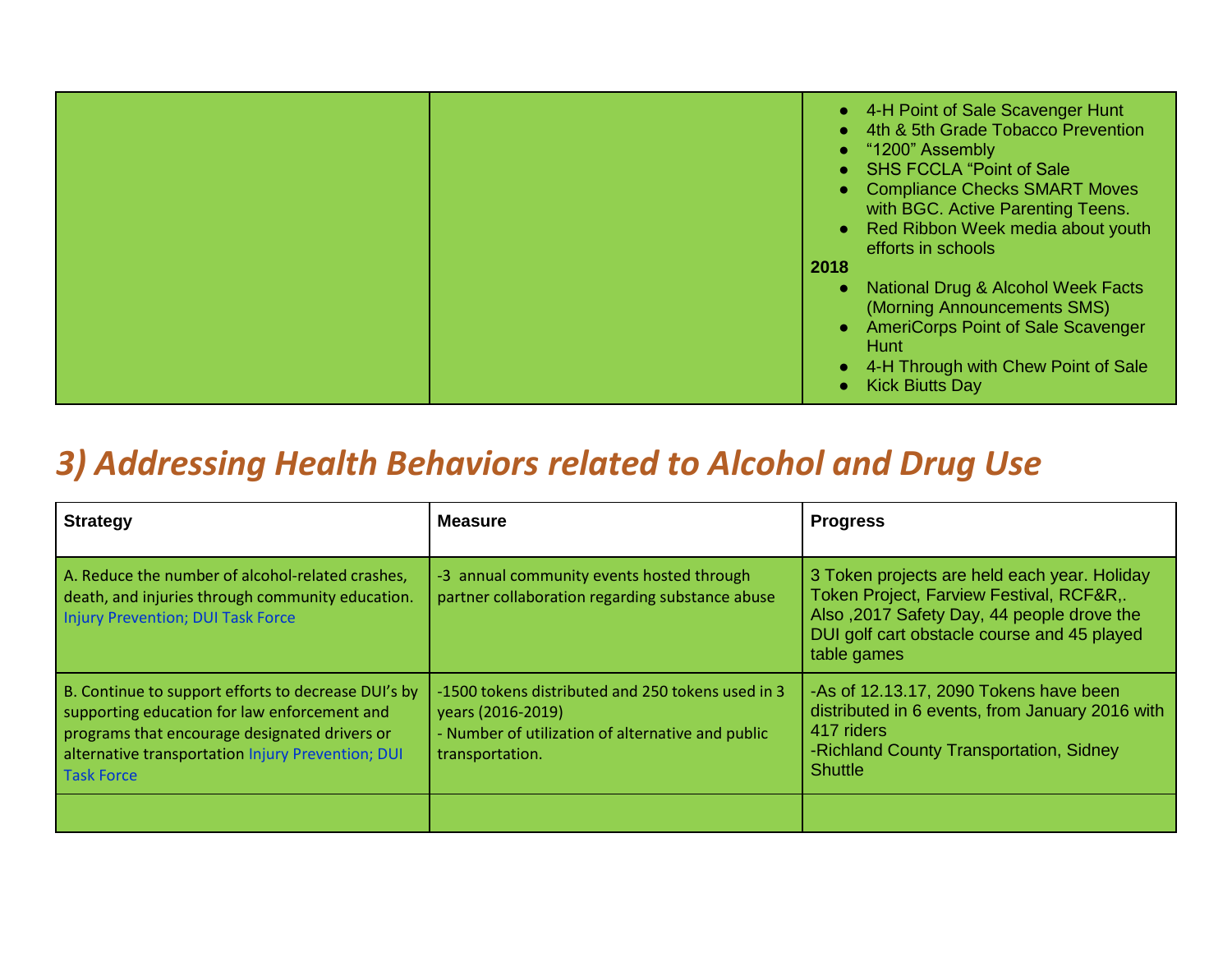| | | |
|---|---|---|
| | | • 4-H Point of Sale Scavenger Hunt<br>• 4th & 5th Grade Tobacco Prevention<br>• "1200" Assembly<br>• SHS FCCLA "Point of Sale<br>• Compliance Checks SMART Moves with BGC. Active Parenting Teens.<br>• Red Ribbon Week media about youth efforts in schools<br>**2018**<br>• National Drug & Alcohol Week Facts (Morning Announcements SMS)<br>• AmeriCorps Point of Sale Scavenger Hunt<br>• 4-H Through with Chew Point of Sale<br>• Kick Biutts Day |

## *3) Addressing Health Behaviors related to Alcohol and Drug Use*

| **Strategy** | **Measure** | **Progress** |
|---|---|---|
| A. Reduce the number of alcohol-related crashes, death, and injuries through community education. Injury Prevention; DUI Task Force | -3 annual community events hosted through partner collaboration regarding substance abuse | 3 Token projects are held each year. Holiday Token Project, Farview Festival, RCF&R,. Also ,2017 Safety Day, 44 people drove the DUI golf cart obstacle course and 45 played table games |
| B. Continue to support efforts to decrease DUI's by supporting education for law enforcement and programs that encourage designated drivers or alternative transportation Injury Prevention; DUI Task Force | -1500 tokens distributed and 250 tokens used in 3 years (2016-2019)<br>- Number of utilization of alternative and public transportation. | -As of 12.13.17, 2090 Tokens have been distributed in 6 events, from January 2016 with 417 riders<br>-Richland County Transportation, Sidney Shuttle |
| | | |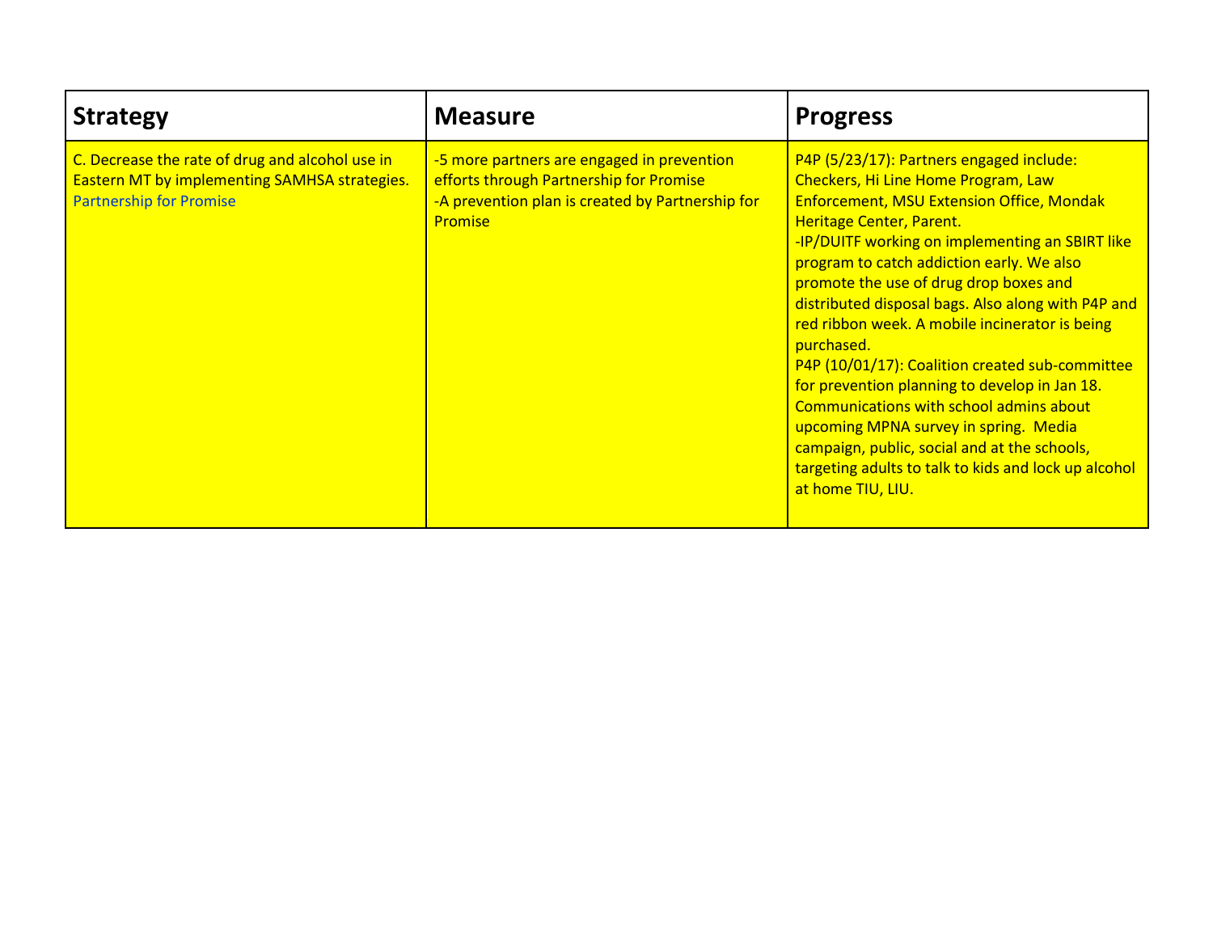| Strategy | Measure | Progress |
|---|---|---|
| C. Decrease the rate of drug and alcohol use in Eastern MT by implementing SAMHSA strategies. Partnership for Promise | -5 more partners are engaged in prevention efforts through Partnership for Promise<br>-A prevention plan is created by Partnership for Promise | P4P (5/23/17): Partners engaged include: Checkers, Hi Line Home Program, Law Enforcement, MSU Extension Office, Mondak Heritage Center, Parent.<br>-IP/DUITF working on implementing an SBIRT like program to catch addiction early. We also promote the use of drug drop boxes and distributed disposal bags. Also along with P4P and red ribbon week. A mobile incinerator is being purchased.<br>P4P (10/01/17): Coalition created sub-committee for prevention planning to develop in Jan 18. Communications with school admins about upcoming MPNA survey in spring. Media campaign, public, social and at the schools, targeting adults to talk to kids and lock up alcohol at home TIU, LIU. |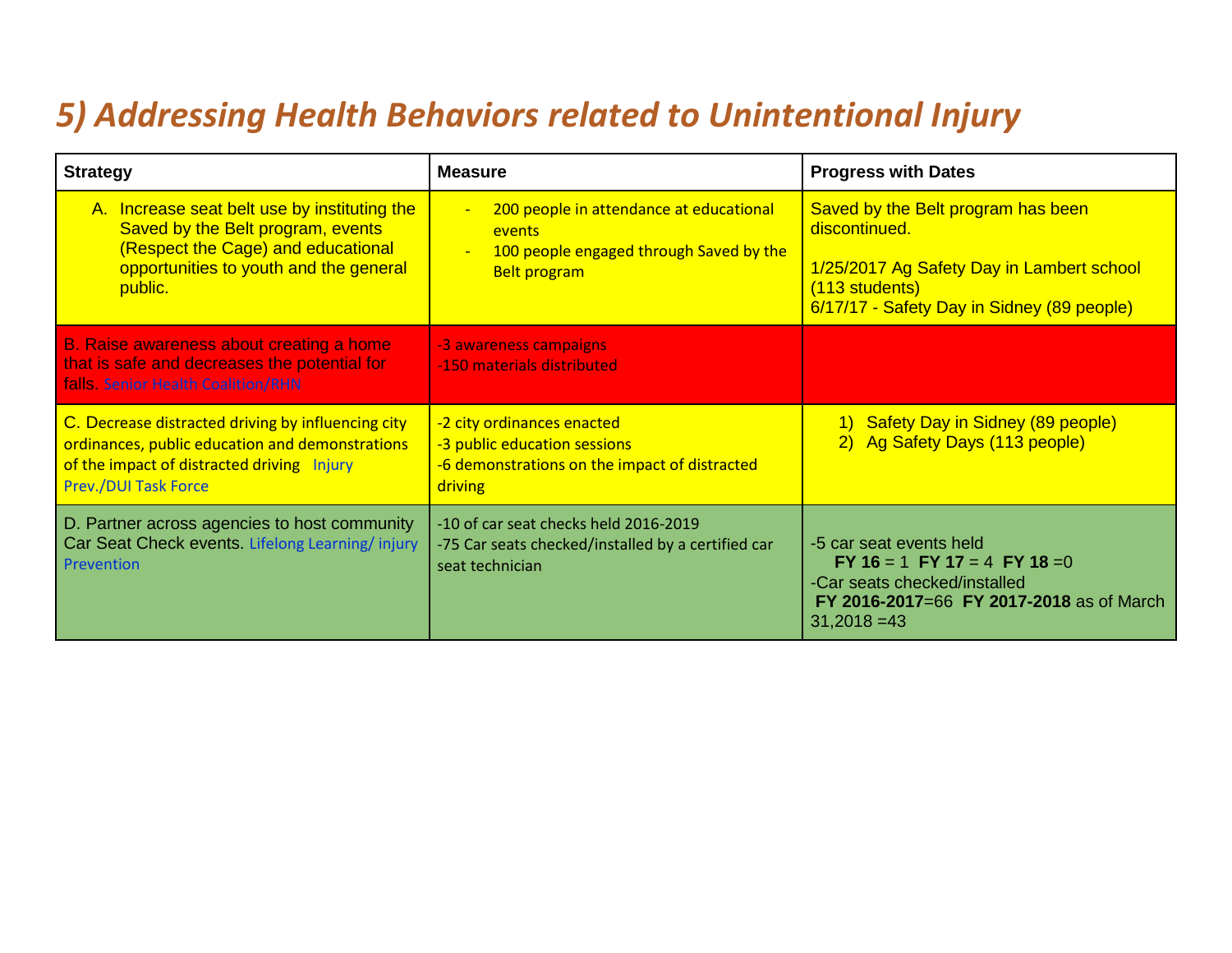# 5) Addressing Health Behaviors related to Unintentional Injury

| Strategy | Measure | Progress with Dates |
|---|---|---|
| A. Increase seat belt use by instituting the Saved by the Belt program, events (Respect the Cage) and educational opportunities to youth and the general public. | - 200 people in attendance at educational events<br>- 100 people engaged through Saved by the Belt program | Saved by the Belt program has been discontinued.<br><br>1/25/2017 Ag Safety Day in Lambert school (113 students)<br>6/17/17 - Safety Day in Sidney (89 people) |
| B. Raise awareness about creating a home that is safe and decreases the potential for falls. Senior Health Coalition/RHN | -3 awareness campaigns<br>-150 materials distributed | |
| C. Decrease distracted driving by influencing city ordinances, public education and demonstrations of the impact of distracted driving Injury Prev./DUI Task Force | -2 city ordinances enacted<br>-3 public education sessions<br>-6 demonstrations on the impact of distracted driving | 1) Safety Day in Sidney (89 people)<br>2) Ag Safety Days (113 people) |
| D. Partner across agencies to host community Car Seat Check events. Lifelong Learning/ injury Prevention | -10 of car seat checks held 2016-2019<br>-75 Car seats checked/installed by a certified car seat technician | -5 car seat events held<br>**FY 16** = 1 **FY 17** = 4 **FY 18** =0<br>-Car seats checked/installed<br>**FY 2016-2017**=66 **FY 2017-2018** as of March 31,2018 =43 |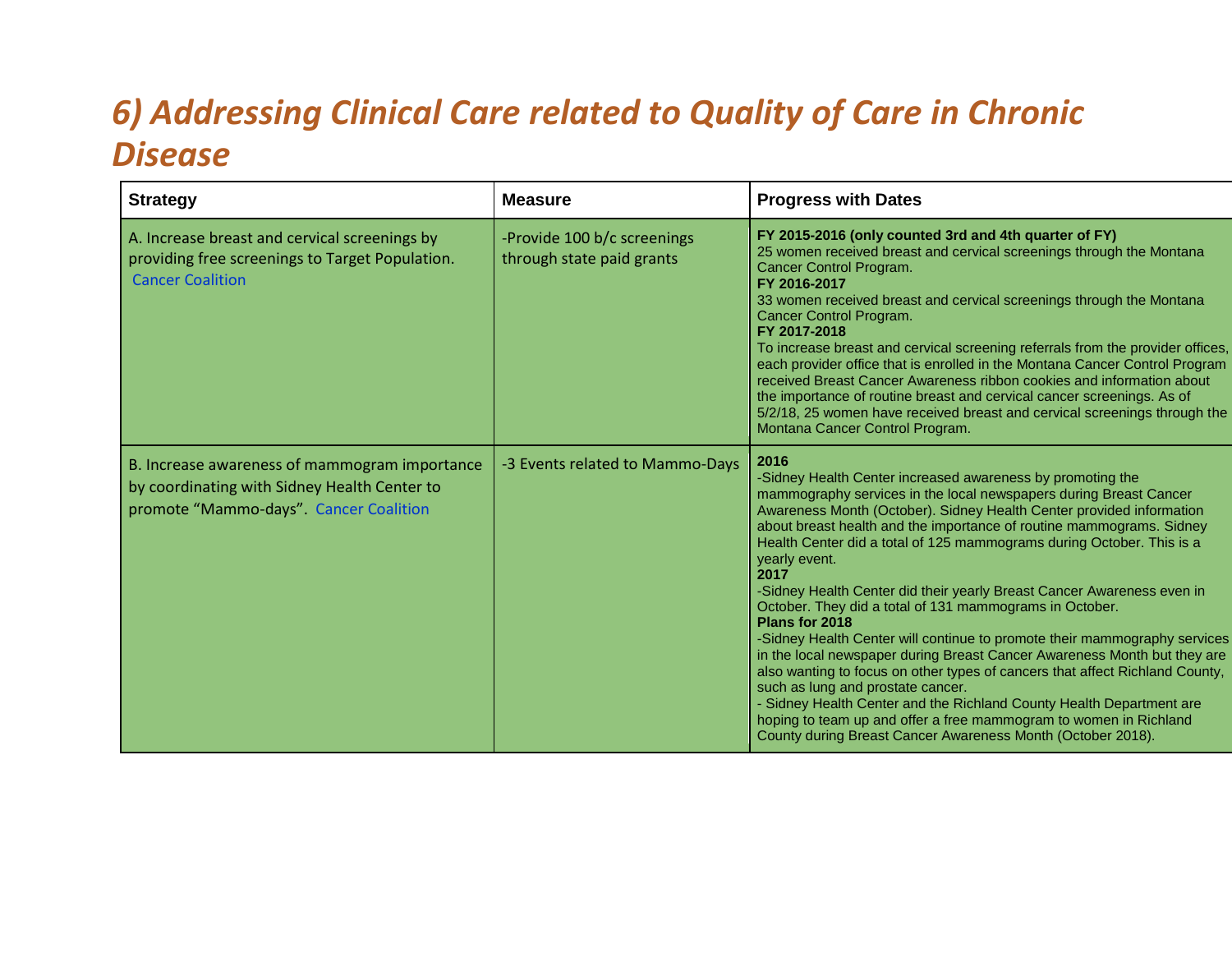# 6) Addressing Clinical Care related to Quality of Care in Chronic Disease

| Strategy | Measure | Progress with Dates |
|---|---|---|
| A. Increase breast and cervical screenings by providing free screenings to Target Population. Cancer Coalition | -Provide 100 b/c screenings through state paid grants | **FY 2015-2016 (only counted 3rd and 4th quarter of FY)**<br>25 women received breast and cervical screenings through the Montana Cancer Control Program.<br>**FY 2016-2017**<br>33 women received breast and cervical screenings through the Montana Cancer Control Program.<br>**FY 2017-2018**<br>To increase breast and cervical screening referrals from the provider offices, each provider office that is enrolled in the Montana Cancer Control Program received Breast Cancer Awareness ribbon cookies and information about the importance of routine breast and cervical cancer screenings. As of 5/2/18, 25 women have received breast and cervical screenings through the Montana Cancer Control Program. |
| B. Increase awareness of mammogram importance by coordinating with Sidney Health Center to promote "Mammo-days". Cancer Coalition | -3 Events related to Mammo-Days | **2016**<br>-Sidney Health Center increased awareness by promoting the mammography services in the local newspapers during Breast Cancer Awareness Month (October). Sidney Health Center provided information about breast health and the importance of routine mammograms. Sidney Health Center did a total of 125 mammograms during October. This is a yearly event.<br>**2017**<br>-Sidney Health Center did their yearly Breast Cancer Awareness even in October. They did a total of 131 mammograms in October.<br>**Plans for 2018**<br>-Sidney Health Center will continue to promote their mammography services in the local newspaper during Breast Cancer Awareness Month but they are also wanting to focus on other types of cancers that affect Richland County, such as lung and prostate cancer.<br>- Sidney Health Center and the Richland County Health Department are hoping to team up and offer a free mammogram to women in Richland County during Breast Cancer Awareness Month (October 2018). |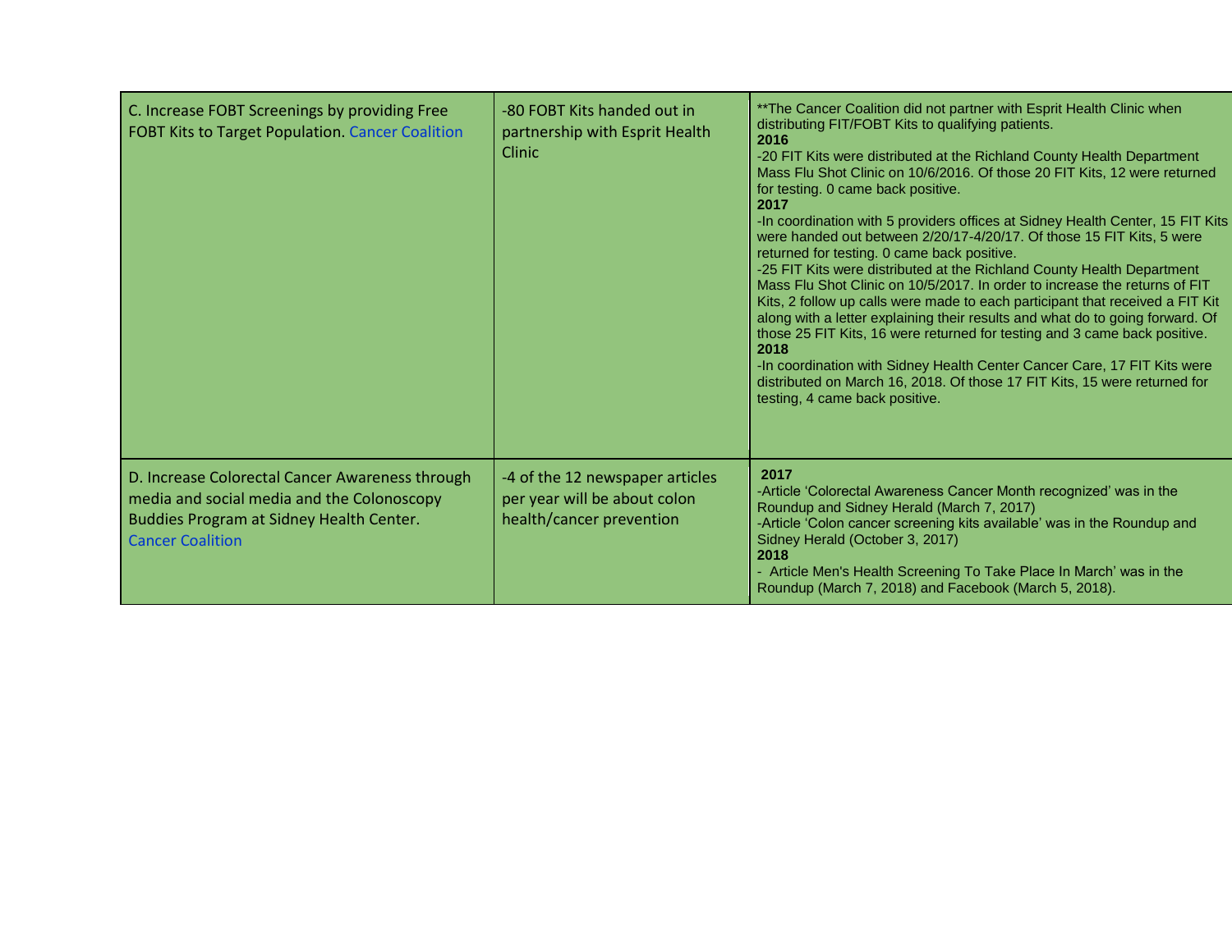| | | |
|---|---|---|
| C. Increase FOBT Screenings by providing Free FOBT Kits to Target Population. Cancer Coalition | -80 FOBT Kits handed out in partnership with Esprit Health Clinic | **The Cancer Coalition did not partner with Esprit Health Clinic when distributing FIT/FOBT Kits to qualifying patients.<br>**2016**<br>-20 FIT Kits were distributed at the Richland County Health Department Mass Flu Shot Clinic on 10/6/2016. Of those 20 FIT Kits, 12 were returned for testing. 0 came back positive.<br>**2017**<br>-In coordination with 5 providers offices at Sidney Health Center, 15 FIT Kits were handed out between 2/20/17-4/20/17. Of those 15 FIT Kits, 5 were returned for testing. 0 came back positive.<br>-25 FIT Kits were distributed at the Richland County Health Department Mass Flu Shot Clinic on 10/5/2017. In order to increase the returns of FIT Kits, 2 follow up calls were made to each participant that received a FIT Kit along with a letter explaining their results and what do to going forward. Of those 25 FIT Kits, 16 were returned for testing and 3 came back positive.<br>**2018**<br>-In coordination with Sidney Health Center Cancer Care, 17 FIT Kits were distributed on March 16, 2018. Of those 17 FIT Kits, 15 were returned for testing, 4 came back positive. |
| D. Increase Colorectal Cancer Awareness through media and social media and the Colonoscopy Buddies Program at Sidney Health Center. Cancer Coalition | -4 of the 12 newspaper articles per year will be about colon health/cancer prevention | **2017**<br>-Article 'Colorectal Awareness Cancer Month recognized' was in the Roundup and Sidney Herald (March 7, 2017)<br>-Article 'Colon cancer screening kits available' was in the Roundup and Sidney Herald (October 3, 2017)<br>**2018**<br>- Article Men's Health Screening To Take Place In March' was in the Roundup (March 7, 2018) and Facebook (March 5, 2018). |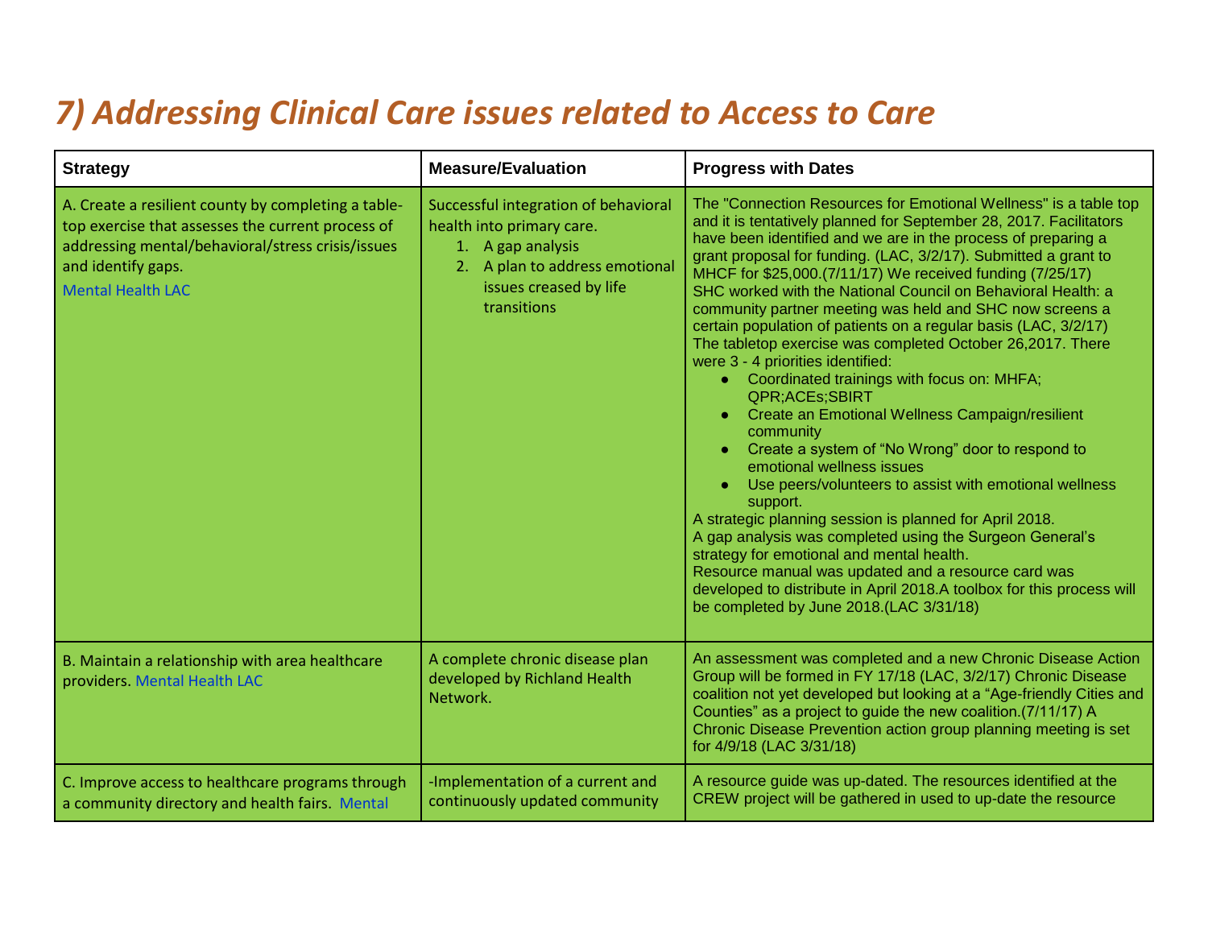# 7) Addressing Clinical Care issues related to Access to Care

| Strategy | Measure/Evaluation | Progress with Dates |
|---|---|---|
| A. Create a resilient county by completing a table-top exercise that assesses the current process of addressing mental/behavioral/stress crisis/issues and identify gaps. Mental Health LAC | Successful integration of behavioral health into primary care. 1. A gap analysis 2. A plan to address emotional issues creased by life transitions | The "Connection Resources for Emotional Wellness" is a table top and it is tentatively planned for September 28, 2017. Facilitators have been identified and we are in the process of preparing a grant proposal for funding. (LAC, 3/2/17). Submitted a grant to MHCF for $25,000.(7/11/17) We received funding (7/25/17) SHC worked with the National Council on Behavioral Health: a community partner meeting was held and SHC now screens a certain population of patients on a regular basis (LAC, 3/2/17) The tabletop exercise was completed October 26,2017. There were 3 - 4 priorities identified: • Coordinated trainings with focus on: MHFA; QPR;ACEs;SBIRT • Create an Emotional Wellness Campaign/resilient community • Create a system of "No Wrong" door to respond to emotional wellness issues • Use peers/volunteers to assist with emotional wellness support. A strategic planning session is planned for April 2018. A gap analysis was completed using the Surgeon General's strategy for emotional and mental health. Resource manual was updated and a resource card was developed to distribute in April 2018.A toolbox for this process will be completed by June 2018.(LAC 3/31/18) |
| B. Maintain a relationship with area healthcare providers. Mental Health LAC | A complete chronic disease plan developed by Richland Health Network. | An assessment was completed and a new Chronic Disease Action Group will be formed in FY 17/18 (LAC, 3/2/17) Chronic Disease coalition not yet developed but looking at a "Age-friendly Cities and Counties" as a project to guide the new coalition.(7/11/17) A Chronic Disease Prevention action group planning meeting is set for 4/9/18 (LAC 3/31/18) |
| C. Improve access to healthcare programs through a community directory and health fairs. Mental | -Implementation of a current and continuously updated community | A resource guide was up-dated. The resources identified at the CREW project will be gathered in used to up-date the resource |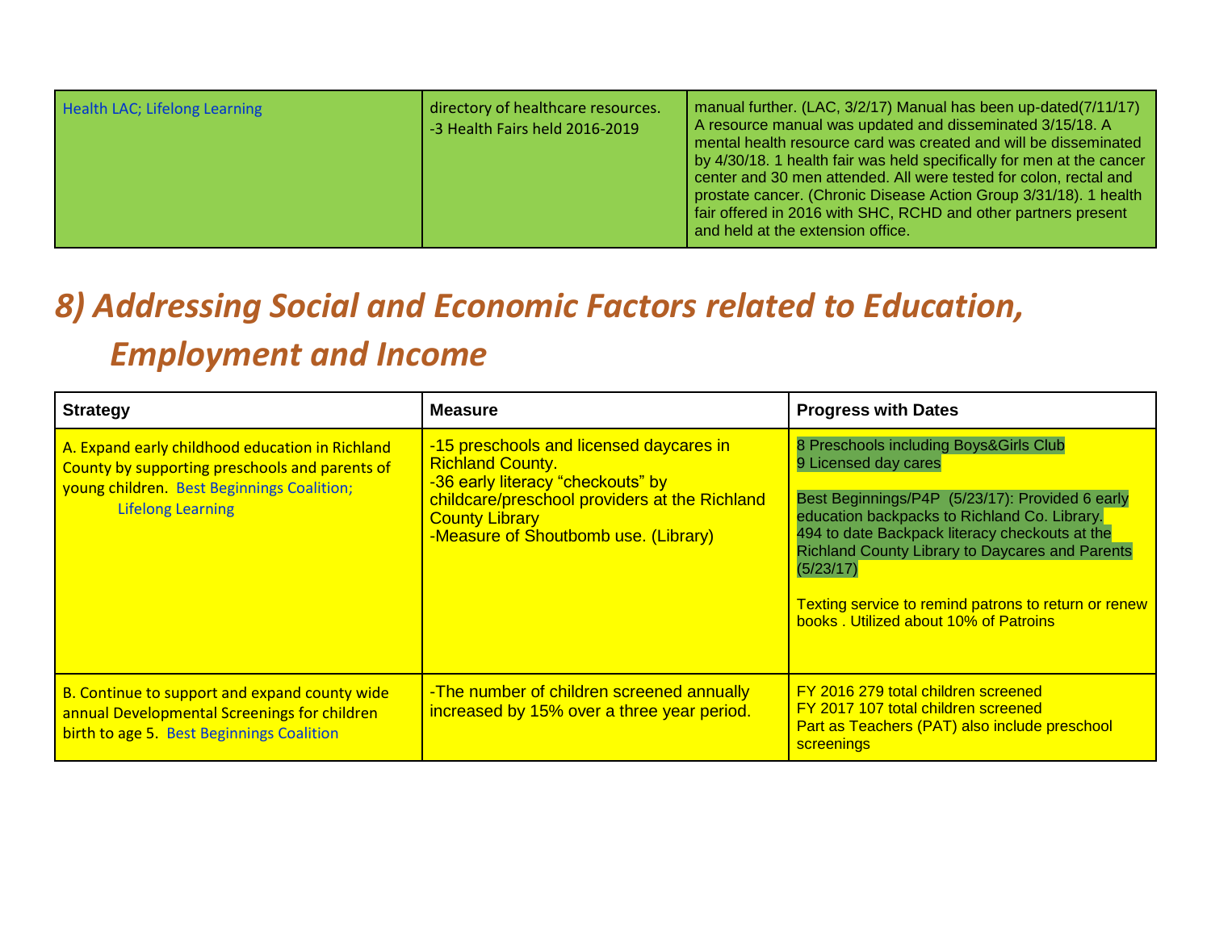| | | |
|---|---|---|
| Health LAC; Lifelong Learning | directory of healthcare resources.<br>-3 Health Fairs held 2016-2019 | manual further. (LAC, 3/2/17) Manual has been up-dated(7/11/17) A resource manual was updated and disseminated 3/15/18. A mental health resource card was created and will be disseminated by 4/30/18. 1 health fair was held specifically for men at the cancer center and 30 men attended. All were tested for colon, rectal and prostate cancer. (Chronic Disease Action Group 3/31/18). 1 health fair offered in 2016 with SHC, RCHD and other partners present and held at the extension office. |

# *8) Addressing Social and Economic Factors related to Education, Employment and Income*

| Strategy | Measure | Progress with Dates |
|---|---|---|
| A. Expand early childhood education in Richland County by supporting preschools and parents of young children. Best Beginnings Coalition; Lifelong Learning | -15 preschools and licensed daycares in Richland County.<br>-36 early literacy "checkouts" by childcare/preschool providers at the Richland County Library<br>-Measure of Shoutbomb use. (Library) | 8 Preschools including Boys&Girls Club<br>9 Licensed day cares<br><br>Best Beginnings/P4P (5/23/17): Provided 6 early education backpacks to Richland Co. Library. 494 to date Backpack literacy checkouts at the Richland County Library to Daycares and Parents (5/23/17)<br><br>Texting service to remind patrons to return or renew books . Utilized about 10% of Patroins |
| B. Continue to support and expand county wide annual Developmental Screenings for children birth to age 5. Best Beginnings Coalition | -The number of children screened annually increased by 15% over a three year period. | FY 2016 279 total children screened<br>FY 2017 107 total children screened<br>Part as Teachers (PAT) also include preschool screenings |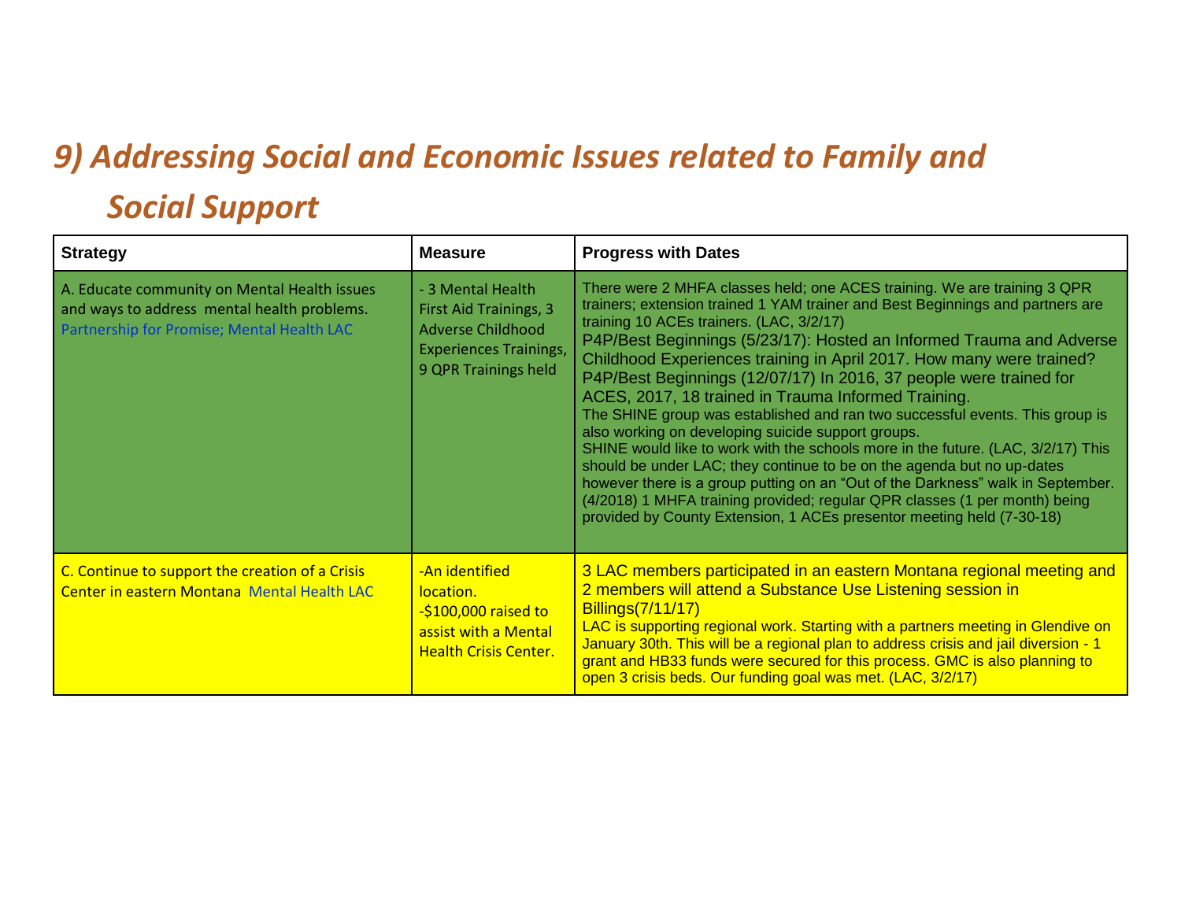# *9) Addressing Social and Economic Issues related to Family and Social Support*

| Strategy | Measure | Progress with Dates |
|---|---|---|
| A. Educate community on Mental Health issues and ways to address mental health problems. Partnership for Promise; Mental Health LAC | - 3 Mental Health First Aid Trainings, 3 Adverse Childhood Experiences Trainings, 9 QPR Trainings held | There were 2 MHFA classes held; one ACES training. We are training 3 QPR trainers; extension trained 1 YAM trainer and Best Beginnings and partners are training 10 ACEs trainers. (LAC, 3/2/17)<br>P4P/Best Beginnings (5/23/17): Hosted an Informed Trauma and Adverse Childhood Experiences training in April 2017. How many were trained?<br>P4P/Best Beginnings (12/07/17) In 2016, 37 people were trained for ACES, 2017, 18 trained in Trauma Informed Training.<br>The SHINE group was established and ran two successful events. This group is also working on developing suicide support groups.<br>SHINE would like to work with the schools more in the future. (LAC, 3/2/17) This should be under LAC; they continue to be on the agenda but no up-dates however there is a group putting on an "Out of the Darkness" walk in September. (4/2018) 1 MHFA training provided; regular QPR classes (1 per month) being provided by County Extension, 1 ACEs presentor meeting held (7-30-18) |
| C. Continue to support the creation of a Crisis Center in eastern Montana Mental Health LAC | -An identified location.<br>-$100,000 raised to assist with a Mental Health Crisis Center. | 3 LAC members participated in an eastern Montana regional meeting and 2 members will attend a Substance Use Listening session in Billings(7/11/17)<br>LAC is supporting regional work. Starting with a partners meeting in Glendive on January 30th. This will be a regional plan to address crisis and jail diversion - 1 grant and HB33 funds were secured for this process. GMC is also planning to open 3 crisis beds. Our funding goal was met. (LAC, 3/2/17) |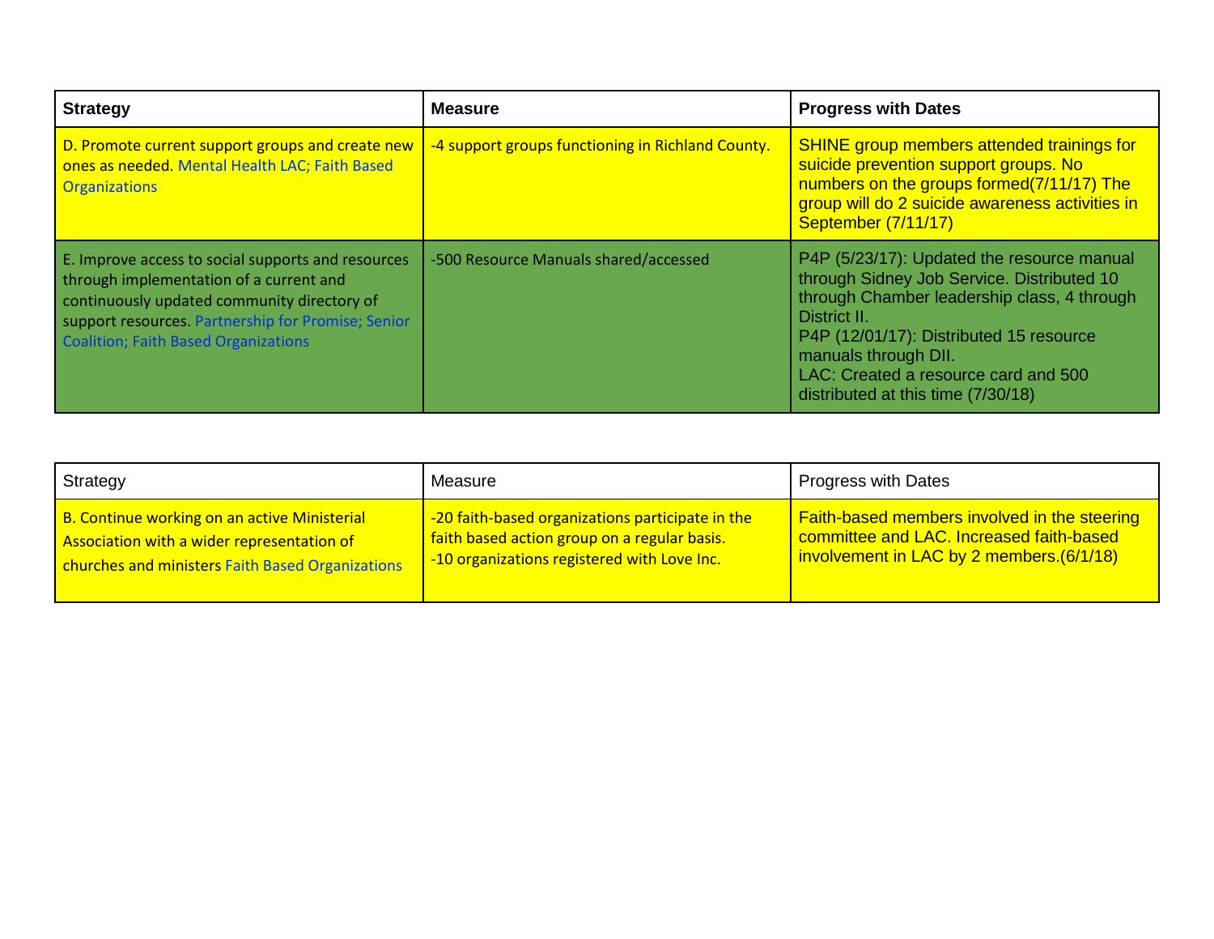| **Strategy** | **Measure** | **Progress with Dates** |
|---|---|---|
| D. Promote current support groups and create new ones as needed. Mental Health LAC; Faith Based Organizations | -4 support groups functioning in Richland County. | SHINE group members attended trainings for suicide prevention support groups. No numbers on the groups formed(7/11/17) The group will do 2 suicide awareness activities in September (7/11/17) |
| E. Improve access to social supports and resources through implementation of a current and continuously updated community directory of support resources. Partnership for Promise; Senior Coalition; Faith Based Organizations | -500 Resource Manuals shared/accessed | P4P (5/23/17): Updated the resource manual through Sidney Job Service. Distributed 10 through Chamber leadership class, 4 through District II.<br>P4P (12/01/17): Distributed 15 resource manuals through DII.<br>LAC: Created a resource card and 500 distributed at this time (7/30/18) |

| Strategy | Measure | Progress with Dates |
|---|---|---|
| B. Continue working on an active Ministerial Association with a wider representation of churches and ministers Faith Based Organizations | -20 faith-based organizations participate in the faith based action group on a regular basis.<br>-10 organizations registered with Love Inc. | Faith-based members involved in the steering committee and LAC. Increased faith-based involvement in LAC by 2 members.(6/1/18) |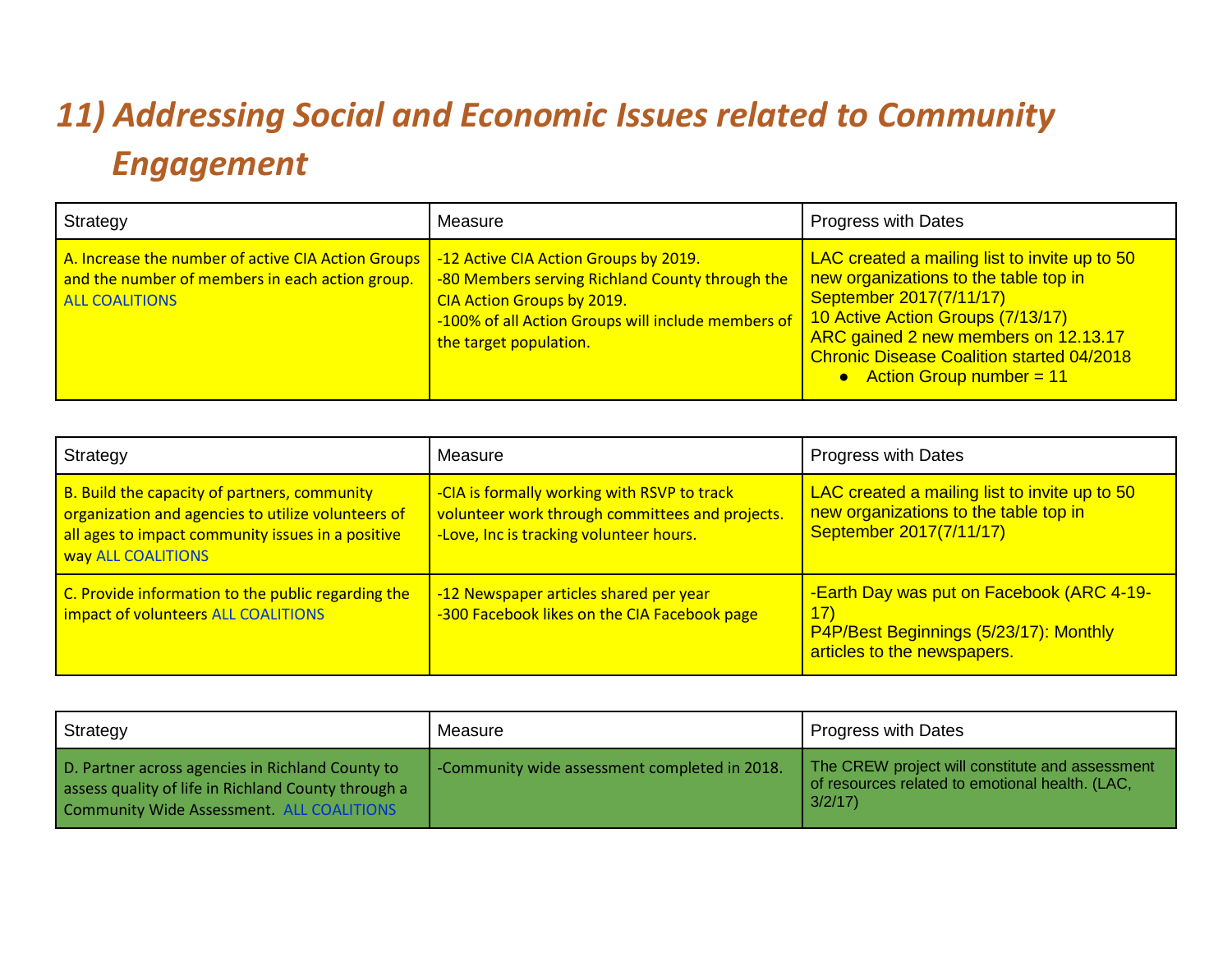# *11) Addressing Social and Economic Issues related to Community Engagement*

| Strategy | Measure | Progress with Dates |
|---|---|---|
| A. Increase the number of active CIA Action Groups and the number of members in each action group. ALL COALITIONS | -12 Active CIA Action Groups by 2019.<br>-80 Members serving Richland County through the CIA Action Groups by 2019.<br>-100% of all Action Groups will include members of the target population. | LAC created a mailing list to invite up to 50 new organizations to the table top in September 2017(7/11/17)<br>10 Active Action Groups (7/13/17)<br>ARC gained 2 new members on 12.13.17<br>Chronic Disease Coalition started 04/2018<br>● Action Group number = 11 |

| Strategy | Measure | Progress with Dates |
|---|---|---|
| B. Build the capacity of partners, community organization and agencies to utilize volunteers of all ages to impact community issues in a positive way ALL COALITIONS | -CIA is formally working with RSVP to track volunteer work through committees and projects.<br>-Love, Inc is tracking volunteer hours. | LAC created a mailing list to invite up to 50 new organizations to the table top in September 2017(7/11/17) |
| C. Provide information to the public regarding the impact of volunteers ALL COALITIONS | -12 Newspaper articles shared per year<br>-300 Facebook likes on the CIA Facebook page | -Earth Day was put on Facebook (ARC 4-19-17)<br>P4P/Best Beginnings (5/23/17): Monthly articles to the newspapers. |

| Strategy | Measure | Progress with Dates |
|---|---|---|
| D. Partner across agencies in Richland County to assess quality of life in Richland County through a Community Wide Assessment. ALL COALITIONS | -Community wide assessment completed in 2018. | The CREW project will constitute and assessment of resources related to emotional health. (LAC, 3/2/17) |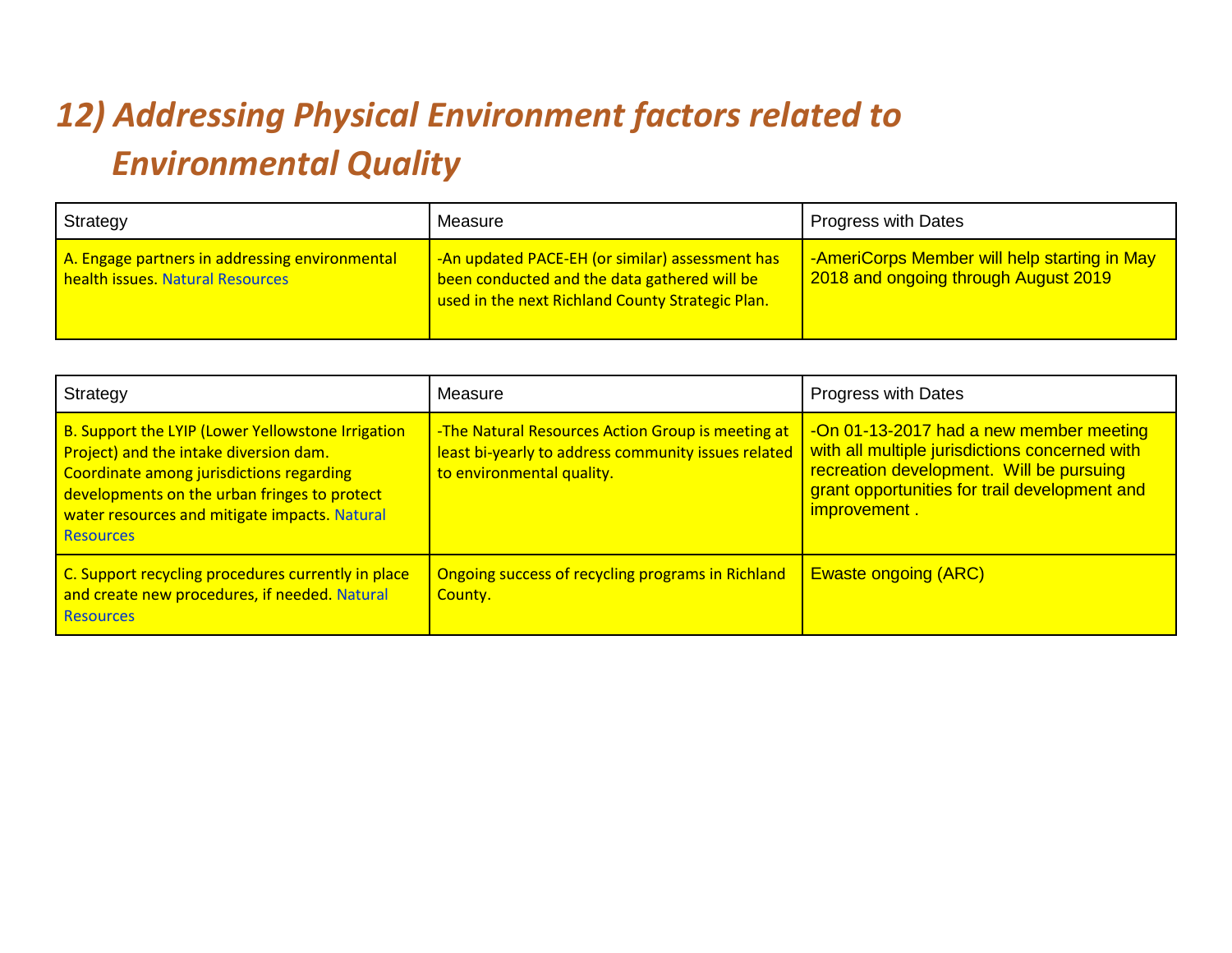# *12) Addressing Physical Environment factors related to Environmental Quality*

| Strategy | Measure | Progress with Dates |
| --- | --- | --- |
| A. Engage partners in addressing environmental health issues. Natural Resources | -An updated PACE-EH (or similar) assessment has been conducted and the data gathered will be used in the next Richland County Strategic Plan. | -AmeriCorps Member will help starting in May 2018 and ongoing through August 2019 |

| Strategy | Measure | Progress with Dates |
| --- | --- | --- |
| B. Support the LYIP (Lower Yellowstone Irrigation Project) and the intake diversion dam. Coordinate among jurisdictions regarding developments on the urban fringes to protect water resources and mitigate impacts. Natural Resources | -The Natural Resources Action Group is meeting at least bi-yearly to address community issues related to environmental quality. | -On 01-13-2017 had a new member meeting with all multiple jurisdictions concerned with recreation development. Will be pursuing grant opportunities for trail development and improvement . |
| C. Support recycling procedures currently in place and create new procedures, if needed. Natural Resources | Ongoing success of recycling programs in Richland County. | Ewaste ongoing (ARC) |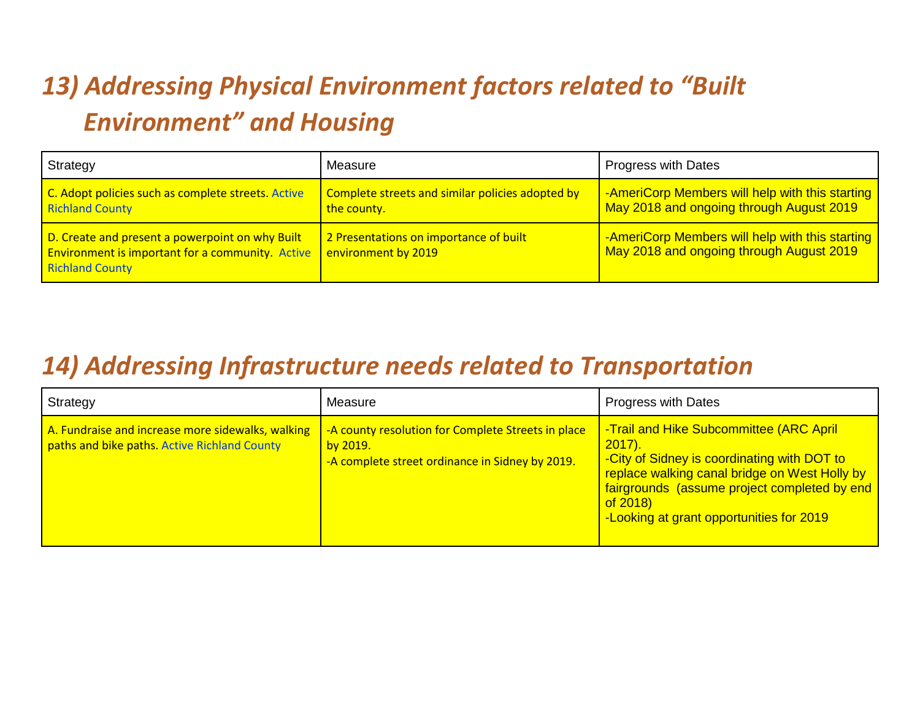## *13) Addressing Physical Environment factors related to "Built Environment" and Housing*

| Strategy | Measure | Progress with Dates |
|---|---|---|
| C. Adopt policies such as complete streets. Active Richland County | Complete streets and similar policies adopted by the county. | -AmeriCorp Members will help with this starting May 2018 and ongoing through August 2019 |
| D. Create and present a powerpoint on why Built Environment is important for a community. Active Richland County | 2 Presentations on importance of built environment by 2019 | -AmeriCorp Members will help with this starting May 2018 and ongoing through August 2019 |

## *14) Addressing Infrastructure needs related to Transportation*

| Strategy | Measure | Progress with Dates |
|---|---|---|
| A. Fundraise and increase more sidewalks, walking paths and bike paths. Active Richland County | -A county resolution for Complete Streets in place by 2019.<br>-A complete street ordinance in Sidney by 2019. | -Trail and Hike Subcommittee (ARC April 2017).<br>-City of Sidney is coordinating with DOT to replace walking canal bridge on West Holly by fairgrounds (assume project completed by end of 2018)<br>-Looking at grant opportunities for 2019 |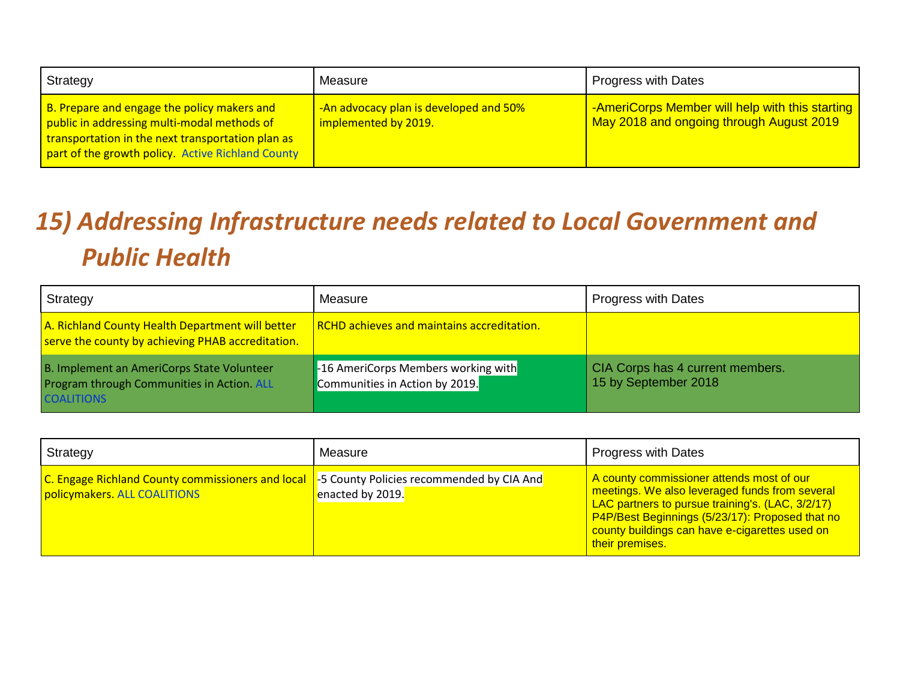| Strategy | Measure | Progress with Dates |
|---|---|---|
| B. Prepare and engage the policy makers and public in addressing multi-modal methods of transportation in the next transportation plan as part of the growth policy. Active Richland County | -An advocacy plan is developed and 50% implemented by 2019. | -AmeriCorps Member will help with this starting May 2018 and ongoing through August 2019 |

# *15) Addressing Infrastructure needs related to Local Government and Public Health*

| Strategy | Measure | Progress with Dates |
|---|---|---|
| A. Richland County Health Department will better serve the county by achieving PHAB accreditation. | RCHD achieves and maintains accreditation. | |
| B. Implement an AmeriCorps State Volunteer Program through Communities in Action. ALL COALITIONS | -16 AmeriCorps Members working with Communities in Action by 2019. | CIA Corps has 4 current members.<br>15 by September 2018 |

| Strategy | Measure | Progress with Dates |
|---|---|---|
| C. Engage Richland County commissioners and local policymakers. ALL COALITIONS | -5 County Policies recommended by CIA And enacted by 2019. | A county commissioner attends most of our meetings. We also leveraged funds from several LAC partners to pursue training's. (LAC, 3/2/17) P4P/Best Beginnings (5/23/17): Proposed that no county buildings can have e-cigarettes used on their premises. |